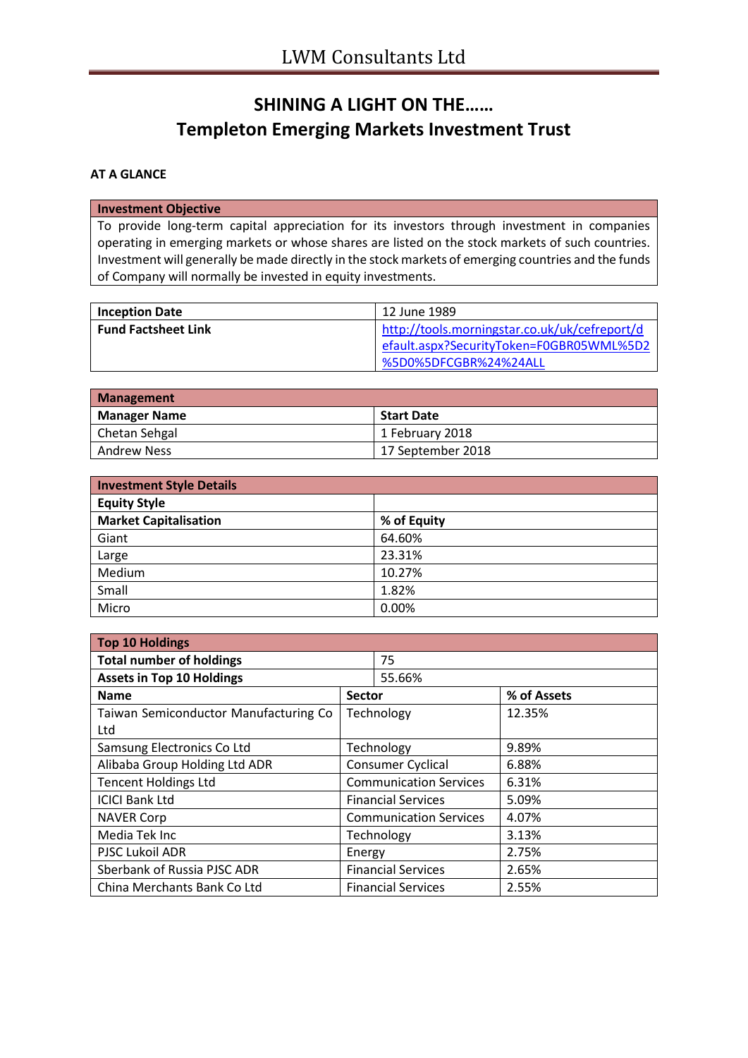# LWM Consultants Ltd

## SHINING A LIGHT ON THE……
## Templeton Emerging Markets Investment Trust

**AT A GLANCE**

| **Investment Objective** |
|---|
| To provide long-term capital appreciation for its investors through investment in companies operating in emerging markets or whose shares are listed on the stock markets of such countries. Investment will generally be made directly in the stock markets of emerging countries and the funds of Company will normally be invested in equity investments. |

| | |
|---|---|
| **Inception Date** | 12 June 1989 |
| **Fund Factsheet Link** | http://tools.morningstar.co.uk/uk/cefreport/default.aspx?SecurityToken=F0GBR05WML%5D2%5D0%5DFCGBR%24%24ALL |

| **Management** | |
|---|---|
| **Manager Name** | **Start Date** |
| Chetan Sehgal | 1 February 2018 |
| Andrew Ness | 17 September 2018 |

| **Investment Style Details** | |
|---|---|
| **Equity Style** | |
| **Market Capitalisation** | **% of Equity** |
| Giant | 64.60% |
| Large | 23.31% |
| Medium | 10.27% |
| Small | 1.82% |
| Micro | 0.00% |

| **Top 10 Holdings** | | |
|---|---|---|
| **Total number of holdings** | 75 | |
| **Assets in Top 10 Holdings** | 55.66% | |
| **Name** | **Sector** | **% of Assets** |
| Taiwan Semiconductor Manufacturing Co Ltd | Technology | 12.35% |
| Samsung Electronics Co Ltd | Technology | 9.89% |
| Alibaba Group Holding Ltd ADR | Consumer Cyclical | 6.88% |
| Tencent Holdings Ltd | Communication Services | 6.31% |
| ICICI Bank Ltd | Financial Services | 5.09% |
| NAVER Corp | Communication Services | 4.07% |
| Media Tek Inc | Technology | 3.13% |
| PJSC Lukoil ADR | Energy | 2.75% |
| Sberbank of Russia PJSC ADR | Financial Services | 2.65% |
| China Merchants Bank Co Ltd | Financial Services | 2.55% |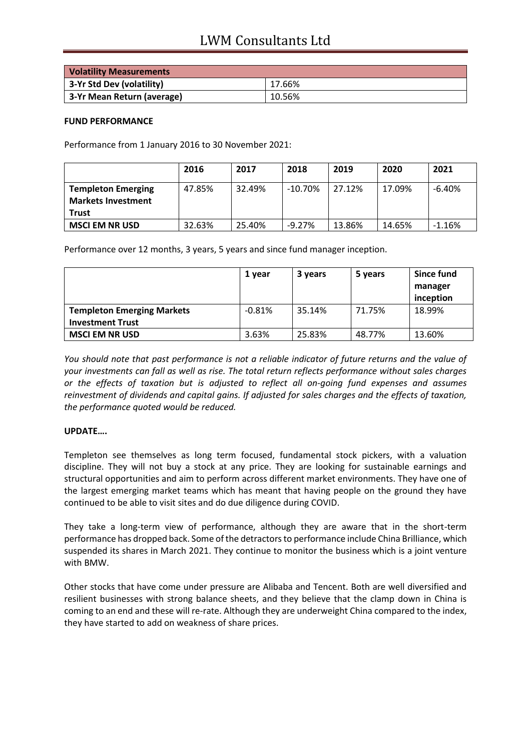| Volatility Measurements | |
|---|---|
| 3-Yr Std Dev (volatility) | 17.66% |
| 3-Yr Mean Return (average) | 10.56% |

**FUND PERFORMANCE**

Performance from 1 January 2016 to 30 November 2021:

| | 2016 | 2017 | 2018 | 2019 | 2020 | 2021 |
|---|---|---|---|---|---|---|
| **Templeton Emerging Markets Investment Trust** | 47.85% | 32.49% | -10.70% | 27.12% | 17.09% | -6.40% |
| **MSCI EM NR USD** | 32.63% | 25.40% | -9.27% | 13.86% | 14.65% | -1.16% |

Performance over 12 months, 3 years, 5 years and since fund manager inception.

| | 1 year | 3 years | 5 years | Since fund manager inception |
|---|---|---|---|---|
| **Templeton Emerging Markets Investment Trust** | -0.81% | 35.14% | 71.75% | 18.99% |
| **MSCI EM NR USD** | 3.63% | 25.83% | 48.77% | 13.60% |

*You should note that past performance is not a reliable indicator of future returns and the value of your investments can fall as well as rise. The total return reflects performance without sales charges or the effects of taxation but is adjusted to reflect all on-going fund expenses and assumes reinvestment of dividends and capital gains. If adjusted for sales charges and the effects of taxation, the performance quoted would be reduced.*

**UPDATE….**

Templeton see themselves as long term focused, fundamental stock pickers, with a valuation discipline. They will not buy a stock at any price. They are looking for sustainable earnings and structural opportunities and aim to perform across different market environments. They have one of the largest emerging market teams which has meant that having people on the ground they have continued to be able to visit sites and do due diligence during COVID.

They take a long-term view of performance, although they are aware that in the short-term performance has dropped back. Some of the detractors to performance include China Brilliance, which suspended its shares in March 2021. They continue to monitor the business which is a joint venture with BMW.

Other stocks that have come under pressure are Alibaba and Tencent. Both are well diversified and resilient businesses with strong balance sheets, and they believe that the clamp down in China is coming to an end and these will re-rate. Although they are underweight China compared to the index, they have started to add on weakness of share prices.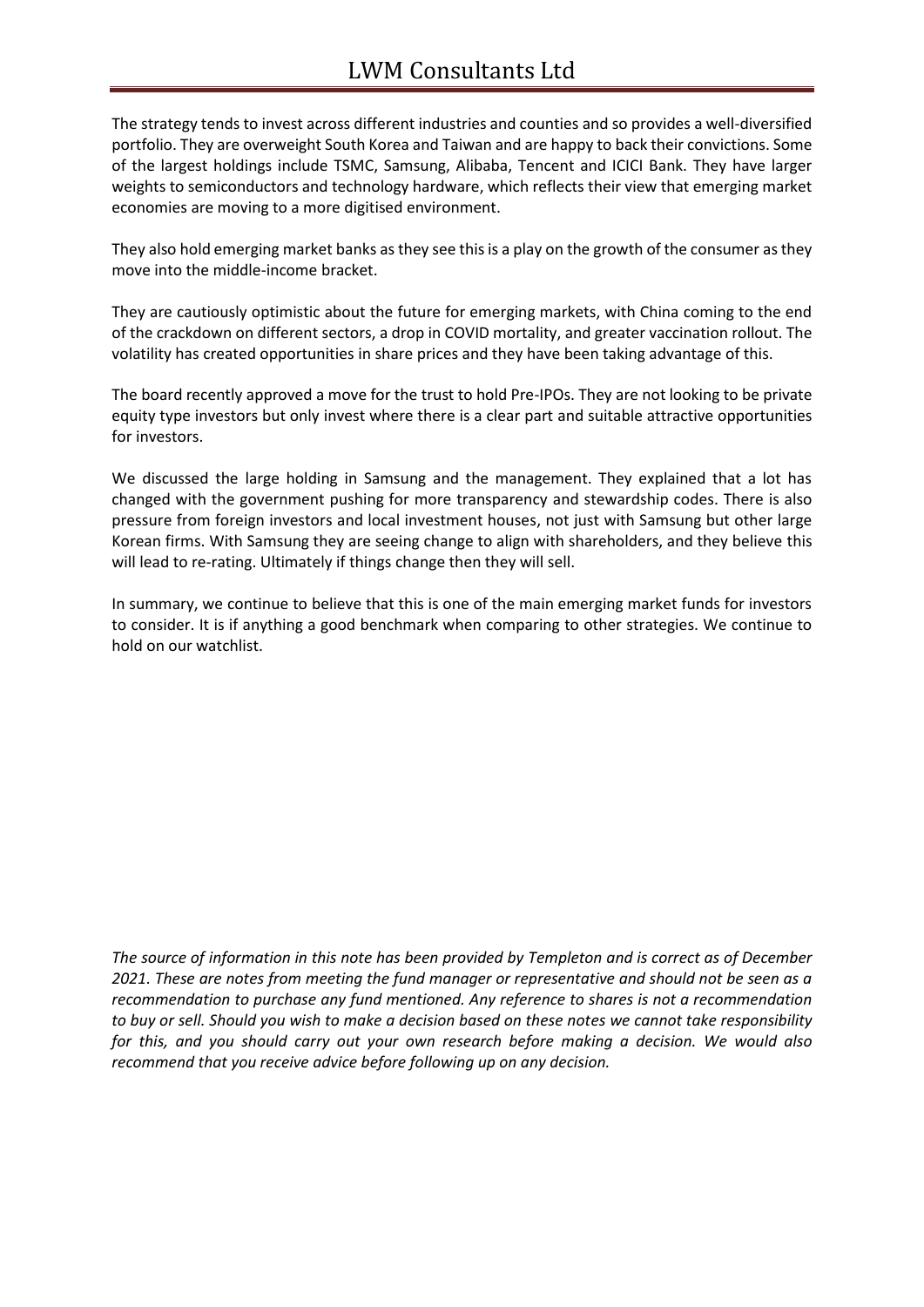The strategy tends to invest across different industries and counties and so provides a well-diversified portfolio. They are overweight South Korea and Taiwan and are happy to back their convictions. Some of the largest holdings include TSMC, Samsung, Alibaba, Tencent and ICICI Bank. They have larger weights to semiconductors and technology hardware, which reflects their view that emerging market economies are moving to a more digitised environment.

They also hold emerging market banks as they see this is a play on the growth of the consumer as they move into the middle-income bracket.

They are cautiously optimistic about the future for emerging markets, with China coming to the end of the crackdown on different sectors, a drop in COVID mortality, and greater vaccination rollout. The volatility has created opportunities in share prices and they have been taking advantage of this.

The board recently approved a move for the trust to hold Pre-IPOs. They are not looking to be private equity type investors but only invest where there is a clear part and suitable attractive opportunities for investors.

We discussed the large holding in Samsung and the management. They explained that a lot has changed with the government pushing for more transparency and stewardship codes. There is also pressure from foreign investors and local investment houses, not just with Samsung but other large Korean firms. With Samsung they are seeing change to align with shareholders, and they believe this will lead to re-rating. Ultimately if things change then they will sell.

In summary, we continue to believe that this is one of the main emerging market funds for investors to consider. It is if anything a good benchmark when comparing to other strategies. We continue to hold on our watchlist.

*The source of information in this note has been provided by Templeton and is correct as of December 2021. These are notes from meeting the fund manager or representative and should not be seen as a recommendation to purchase any fund mentioned. Any reference to shares is not a recommendation to buy or sell. Should you wish to make a decision based on these notes we cannot take responsibility for this, and you should carry out your own research before making a decision. We would also recommend that you receive advice before following up on any decision.*